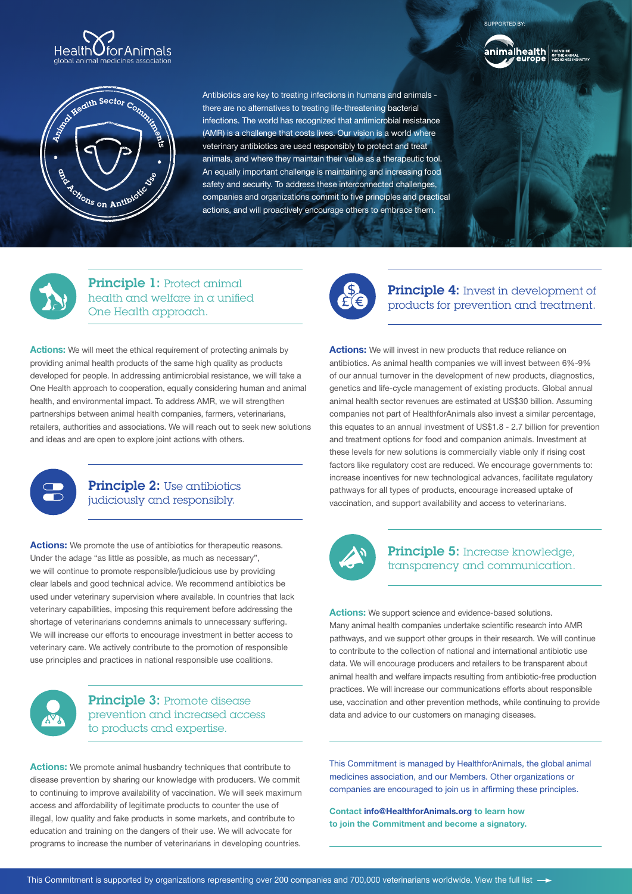HealthforAnimals
global animal medicines association

SUPPORTED BY:

animalhealth europe — THE VOICE OF THE ANIMAL MEDICINES INDUSTRY

# Animal Health Sector Commitments and Actions on Antibiotic Use

Antibiotics are key to treating infections in humans and animals - there are no alternatives to treating life-threatening bacterial infections. The world has recognized that antimicrobial resistance (AMR) is a challenge that costs lives. Our vision is a world where veterinary antibiotics are used responsibly to protect and treat animals, and where they maintain their value as a therapeutic tool. An equally important challenge is maintaining and increasing food safety and security. To address these interconnected challenges, companies and organizations commit to five principles and practical actions, and will proactively encourage others to embrace them.

## Principle 1: Protect animal health and welfare in a unified One Health approach.

**Actions:** We will meet the ethical requirement of protecting animals by providing animal health products of the same high quality as products developed for people. In addressing antimicrobial resistance, we will take a One Health approach to cooperation, equally considering human and animal health, and environmental impact. To address AMR, we will strengthen partnerships between animal health companies, farmers, veterinarians, retailers, authorities and associations. We will reach out to seek new solutions and ideas and are open to explore joint actions with others.

## Principle 2: Use antibiotics judiciously and responsibly.

**Actions:** We promote the use of antibiotics for therapeutic reasons. Under the adage "as little as possible, as much as necessary", we will continue to promote responsible/judicious use by providing clear labels and good technical advice. We recommend antibiotics be used under veterinary supervision where available. In countries that lack veterinary capabilities, imposing this requirement before addressing the shortage of veterinarians condemns animals to unnecessary suffering. We will increase our efforts to encourage investment in better access to veterinary care. We actively contribute to the promotion of responsible use principles and practices in national responsible use coalitions.

## Principle 3: Promote disease prevention and increased access to products and expertise.

**Actions:** We promote animal husbandry techniques that contribute to disease prevention by sharing our knowledge with producers. We commit to continuing to improve availability of vaccination. We will seek maximum access and affordability of legitimate products to counter the use of illegal, low quality and fake products in some markets, and contribute to education and training on the dangers of their use. We will advocate for programs to increase the number of veterinarians in developing countries.

## Principle 4: Invest in development of products for prevention and treatment.

**Actions:** We will invest in new products that reduce reliance on antibiotics. As animal health companies we will invest between 6%-9% of our annual turnover in the development of new products, diagnostics, genetics and life-cycle management of existing products. Global annual animal health sector revenues are estimated at US$30 billion. Assuming companies not part of HealthforAnimals also invest a similar percentage, this equates to an annual investment of US$1.8 - 2.7 billion for prevention and treatment options for food and companion animals. Investment at these levels for new solutions is commercially viable only if rising cost factors like regulatory cost are reduced. We encourage governments to: increase incentives for new technological advances, facilitate regulatory pathways for all types of products, encourage increased uptake of vaccination, and support availability and access to veterinarians.

## Principle 5: Increase knowledge, transparency and communication.

**Actions:** We support science and evidence-based solutions. Many animal health companies undertake scientific research into AMR pathways, and we support other groups in their research. We will continue to contribute to the collection of national and international antibiotic use data. We will encourage producers and retailers to be transparent about animal health and welfare impacts resulting from antibiotic-free production practices. We will increase our communications efforts about responsible use, vaccination and other prevention methods, while continuing to provide data and advice to our customers on managing diseases.

This Commitment is managed by HealthforAnimals, the global animal medicines association, and our Members. Other organizations or companies are encouraged to join us in affirming these principles.

**Contact info@HealthforAnimals.org to learn how to join the Commitment and become a signatory.**

This Commitment is supported by organizations representing over 200 companies and 700,000 veterinarians worldwide. View the full list →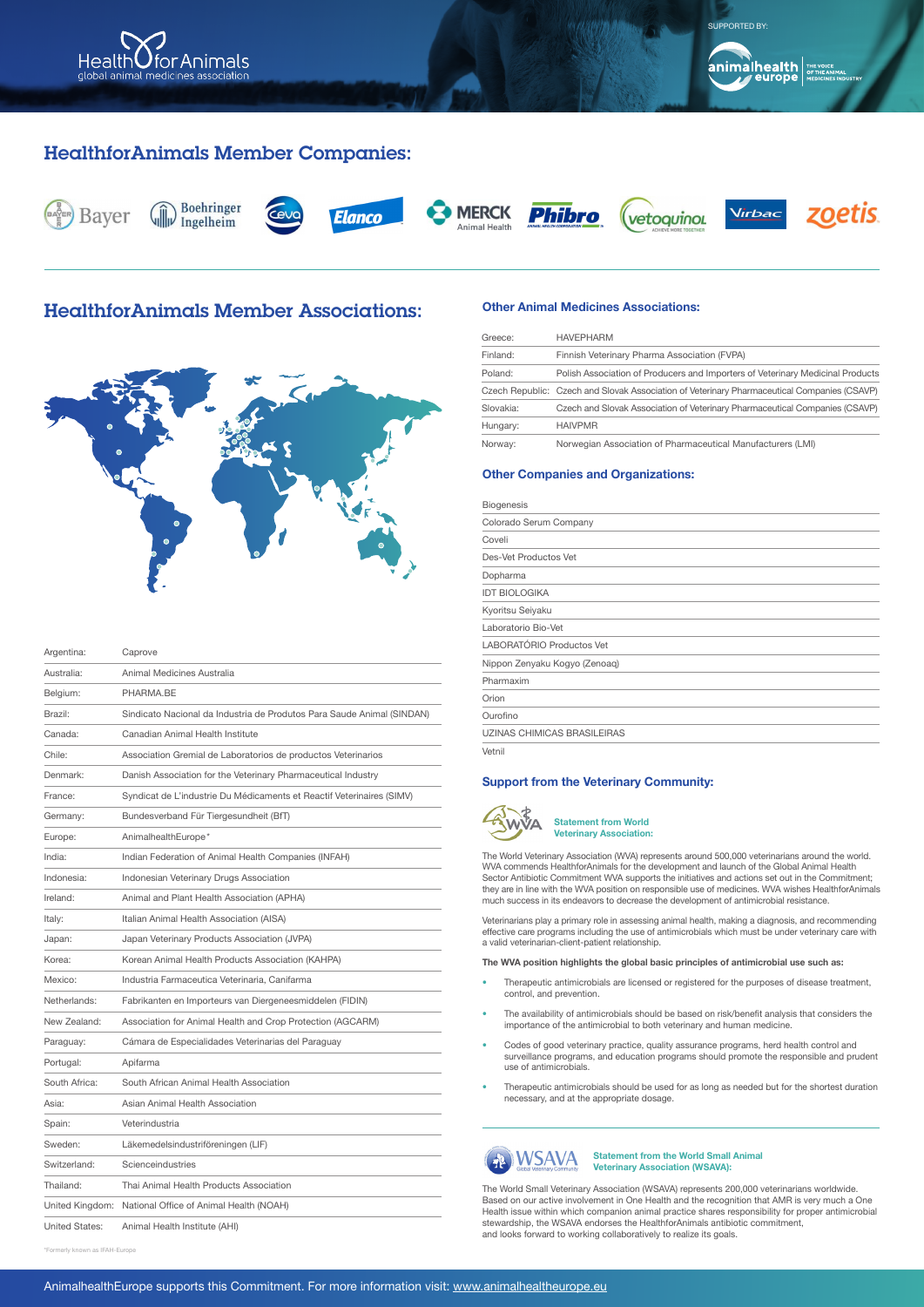Health for Animals
global animal medicines association

SUPPORTED BY: animalhealth europe — THE VOICE OF THE ANIMAL MEDICINES INDUSTRY

## HealthforAnimals Member Companies:

Bayer, Boehringer Ingelheim, Ceva, Elanco, MERCK Animal Health, Phibro, vetoquinol, Virbac, zoetis

## HealthforAnimals Member Associations:

| | |
|---|---|
| Argentina: | Caprove |
| Australia: | Animal Medicines Australia |
| Belgium: | PHARMA.BE |
| Brazil: | Sindicato Nacional da Industria de Produtos Para Saude Animal (SINDAN) |
| Canada: | Canadian Animal Health Institute |
| Chile: | Association Gremial de Laboratorios de productos Veterinarios |
| Denmark: | Danish Association for the Veterinary Pharmaceutical Industry |
| France: | Syndicat de L'industrie Du Médicaments et Reactif Veterinaires (SIMV) |
| Germany: | Bundesverband Für Tiergesundheit (BfT) |
| Europe: | AnimalhealthEurope* |
| India: | Indian Federation of Animal Health Companies (INFAH) |
| Indonesia: | Indonesian Veterinary Drugs Association |
| Ireland: | Animal and Plant Health Association (APHA) |
| Italy: | Italian Animal Health Association (AISA) |
| Japan: | Japan Veterinary Products Association (JVPA) |
| Korea: | Korean Animal Health Products Association (KAHPA) |
| Mexico: | Industria Farmaceutica Veterinaria, Canifarma |
| Netherlands: | Fabrikanten en Importeurs van Diergeneesmiddelen (FIDIN) |
| New Zealand: | Association for Animal Health and Crop Protection (AGCARM) |
| Paraguay: | Cámara de Especialidades Veterinarias del Paraguay |
| Portugal: | Apifarma |
| South Africa: | South African Animal Health Association |
| Asia: | Asian Animal Health Association |
| Spain: | Veterindustria |
| Sweden: | Läkemedelsindustriföreningen (LIF) |
| Switzerland: | Scienceindustries |
| Thailand: | Thai Animal Health Products Association |
| United Kingdom: | National Office of Animal Health (NOAH) |
| United States: | Animal Health Institute (AHI) |

*Formerly known as IFAH-Europe

### Other Animal Medicines Associations:

| | |
|---|---|
| Greece: | HAVEPHARM |
| Finland: | Finnish Veterinary Pharma Association (FVPA) |
| Poland: | Polish Association of Producers and Importers of Veterinary Medicinal Products |
| Czech Republic: | Czech and Slovak Association of Veterinary Pharmaceutical Companies (CSAVP) |
| Slovakia: | Czech and Slovak Association of Veterinary Pharmaceutical Companies (CSAVP) |
| Hungary: | HAIVPMR |
| Norway: | Norwegian Association of Pharmaceutical Manufacturers (LMI) |

### Other Companies and Organizations:

- Biogenesis
- Colorado Serum Company
- Coveli
- Des-Vet Productos Vet
- Dopharma
- IDT BIOLOGIKA
- Kyoritsu Seiyaku
- Laboratorio Bio-Vet
- LABORATÓRIO Productos Vet
- Nippon Zenyaku Kogyo (Zenoaq)
- Pharmaxim
- Orion
- Ourofino
- UZINAS CHIMICAS BRASILEIRAS
- Vetnil

### Support from the Veterinary Community:

**Statement from World Veterinary Association:**

The World Veterinary Association (WVA) represents around 500,000 veterinarians around the world. WVA commends HealthforAnimals for the development and launch of the Global Animal Health Sector Antibiotic Commitment WVA supports the initiatives and actions set out in the Commitment; they are in line with the WVA position on responsible use of medicines. WVA wishes HealthforAnimals much success in its endeavors to decrease the development of antimicrobial resistance.

Veterinarians play a primary role in assessing animal health, making a diagnosis, and recommending effective care programs including the use of antimicrobials which must be under veterinary care with a valid veterinarian-client-patient relationship.

**The WVA position highlights the global basic principles of antimicrobial use such as:**

- Therapeutic antimicrobials are licensed or registered for the purposes of disease treatment, control, and prevention.
- The availability of antimicrobials should be based on risk/benefit analysis that considers the importance of the antimicrobial to both veterinary and human medicine.
- Codes of good veterinary practice, quality assurance programs, herd health control and surveillance programs, and education programs should promote the responsible and prudent use of antimicrobials.
- Therapeutic antimicrobials should be used for as long as needed but for the shortest duration necessary, and at the appropriate dosage.

**Statement from the World Small Animal Veterinary Association (WSAVA):**

The World Small Veterinary Association (WSAVA) represents 200,000 veterinarians worldwide. Based on our active involvement in One Health and the recognition that AMR is very much a One Health issue within which companion animal practice shares responsibility for proper antimicrobial stewardship, the WSAVA endorses the HealthforAnimals antibiotic commitment, and looks forward to working collaboratively to realize its goals.

AnimalhealthEurope supports this Commitment. For more information visit: www.animalhealtheurope.eu